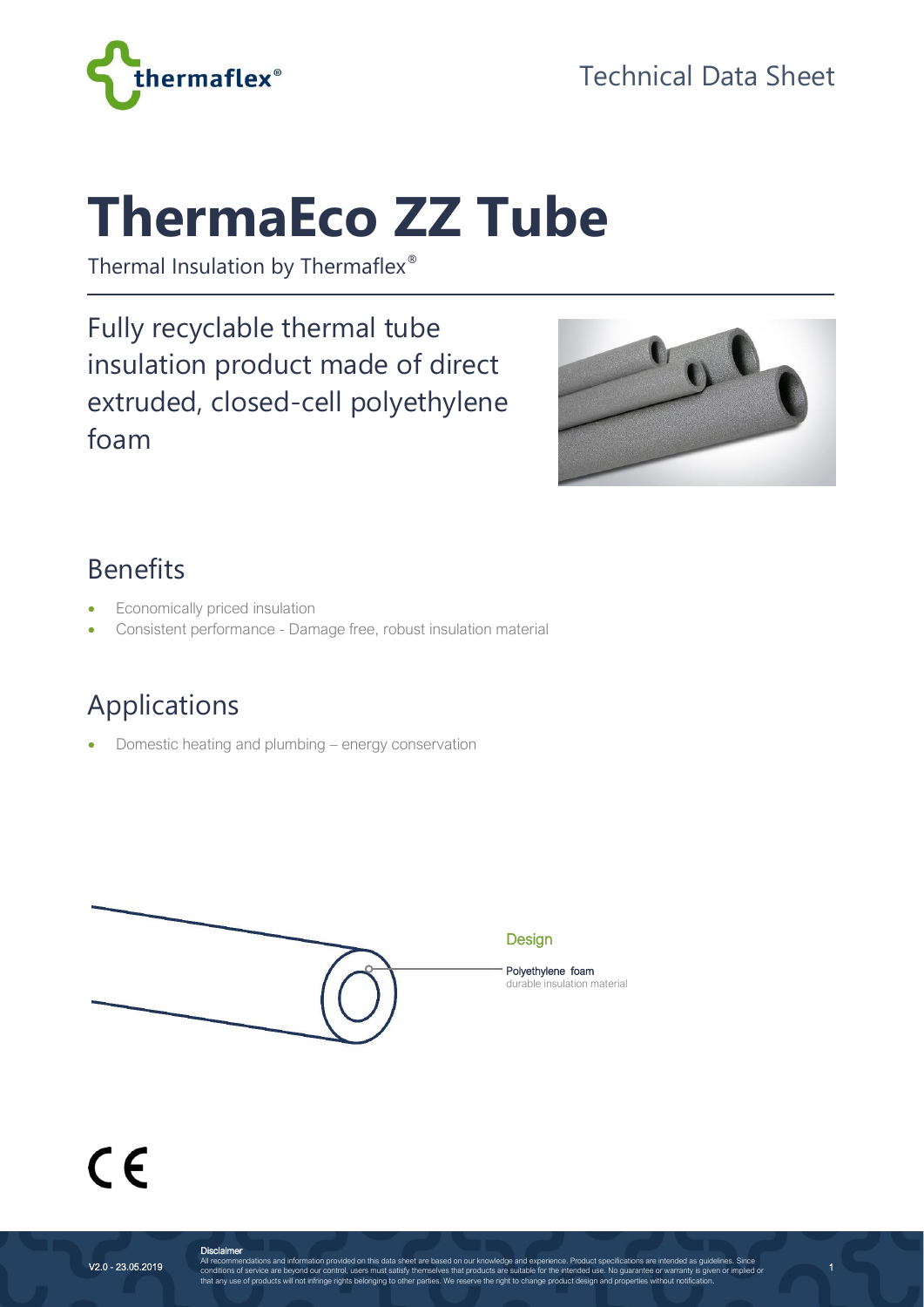# ThermaEco ZZ Tube

Thermal Insulation by Thermaflex®

Fully recyclable thermal tube insulation product made of direct extruded, closed-cell polyethylene foam

## Benefits

- Economically priced insulation
- Consistent performance - Damage free, robust insulation material

## Applications

- Domestic heating and plumbing – energy conservation

Design

Polyethylene foam
durable insulation material

CE

**Disclaimer**
All recommendations and information provided on this data sheet are based on our knowledge and experience. Product specifications are intended as guidelines. Since conditions of service are beyond our control, users must satisfy themselves that products are suitable for the intended use. No guarantee or warranty is given or implied or that any use of products will not infringe rights belonging to other parties. We reserve the right to change product design and properties without notification.

V2.0 - 23.05.2019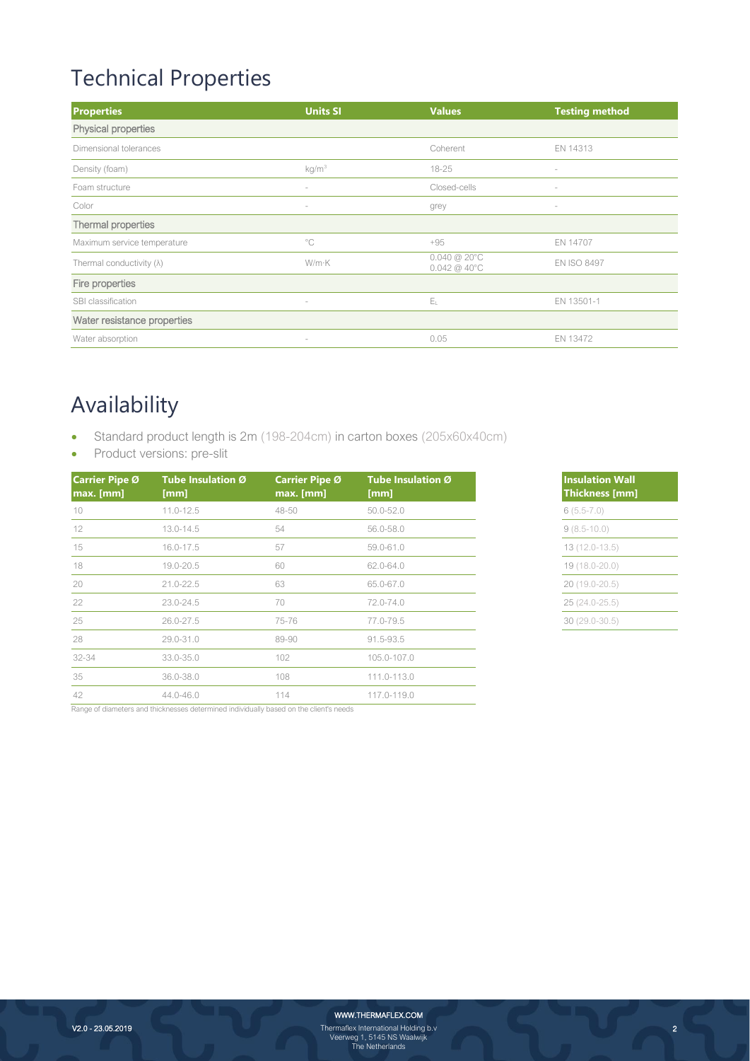# Technical Properties

| Properties | Units SI | Values | Testing method |
|---|---|---|---|
| **Physical properties** | | | |
| Dimensional tolerances | | Coherent | EN 14313 |
| Density (foam) | $kg/m^3$ | 18-25 | - |
| Foam structure | - | Closed-cells | - |
| Color | - | grey | - |
| **Thermal properties** | | | |
| Maximum service temperature | °C | +95 | EN 14707 |
| Thermal conductivity (λ) | W/m·K | 0.040 @ 20°C<br>0.042 @ 40°C | EN ISO 8497 |
| **Fire properties** | | | |
| SBI classification | - | $E_L$ | EN 13501-1 |
| **Water resistance properties** | | | |
| Water absorption | - | 0.05 | EN 13472 |

# Availability

- Standard product length is 2m (198-204cm) in carton boxes (205x60x40cm)
- Product versions: pre-slit

| Carrier Pipe Ø max. [mm] | Tube Insulation Ø [mm] | Carrier Pipe Ø max. [mm] | Tube Insulation Ø [mm] |
|---|---|---|---|
| 10 | 11.0-12.5 | 48-50 | 50.0-52.0 |
| 12 | 13.0-14.5 | 54 | 56.0-58.0 |
| 15 | 16.0-17.5 | 57 | 59.0-61.0 |
| 18 | 19.0-20.5 | 60 | 62.0-64.0 |
| 20 | 21.0-22.5 | 63 | 65.0-67.0 |
| 22 | 23.0-24.5 | 70 | 72.0-74.0 |
| 25 | 26.0-27.5 | 75-76 | 77.0-79.5 |
| 28 | 29.0-31.0 | 89-90 | 91.5-93.5 |
| 32-34 | 33.0-35.0 | 102 | 105.0-107.0 |
| 35 | 36.0-38.0 | 108 | 111.0-113.0 |
| 42 | 44.0-46.0 | 114 | 117.0-119.0 |

Range of diameters and thicknesses determined individually based on the client's needs

| Insulation Wall Thickness [mm] |
|---|
| 6 (5.5-7.0) |
| 9 (8.5-10.0) |
| 13 (12.0-13.5) |
| 19 (18.0-20.0) |
| 20 (19.0-20.5) |
| 25 (24.0-25.5) |
| 30 (29.0-30.5) |

V2.0 - 23.05.2019

WWW.THERMAFLEX.COM
Thermaflex International Holding b.v
Veerweg 1, 5145 NS Waalwijk
The Netherlands